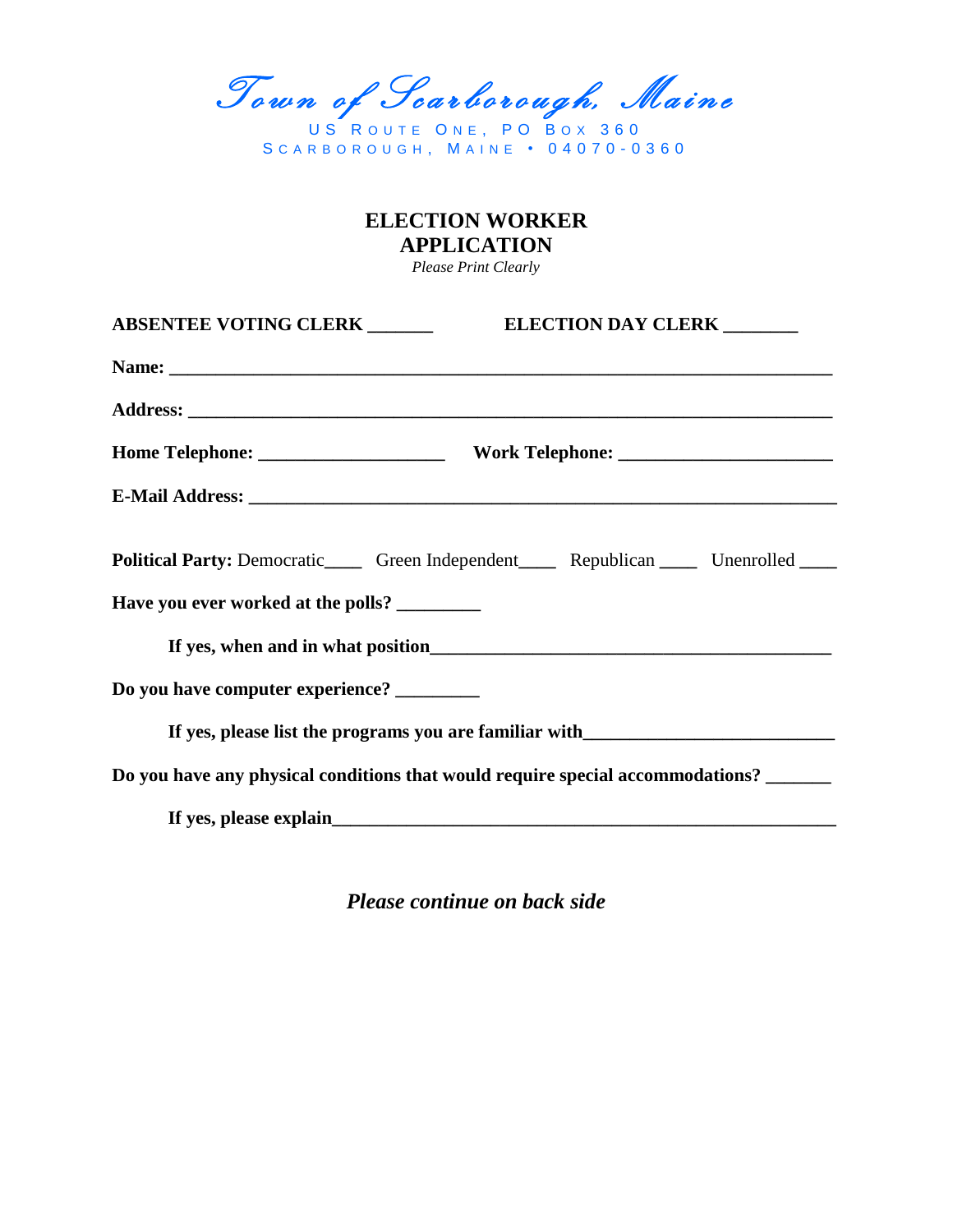# Town of Scarborough, Maine

US Route One, PO Box 360
Scarborough, Maine • 04070-0360

## ELECTION WORKER APPLICATION

*Please Print Clearly*

**ABSENTEE VOTING CLERK** _______ **ELECTION DAY CLERK** ________

**Name:** ___________________________________________________________________________

**Address:** _________________________________________________________________________

**Home Telephone:** ____________________ **Work Telephone:** _______________________

**E-Mail Address:** _____________________________________________________________

**Political Party:** Democratic____ Green Independent____ Republican ____ Unenrolled ____

**Have you ever worked at the polls?** _________

**If yes, when and in what position**_____________________________________________

**Do you have computer experience?** _________

**If yes, please list the programs you are familiar with**___________________________

**Do you have any physical conditions that would require special accommodations?** _______

**If yes, please explain**______________________________________________________

***Please continue on back side***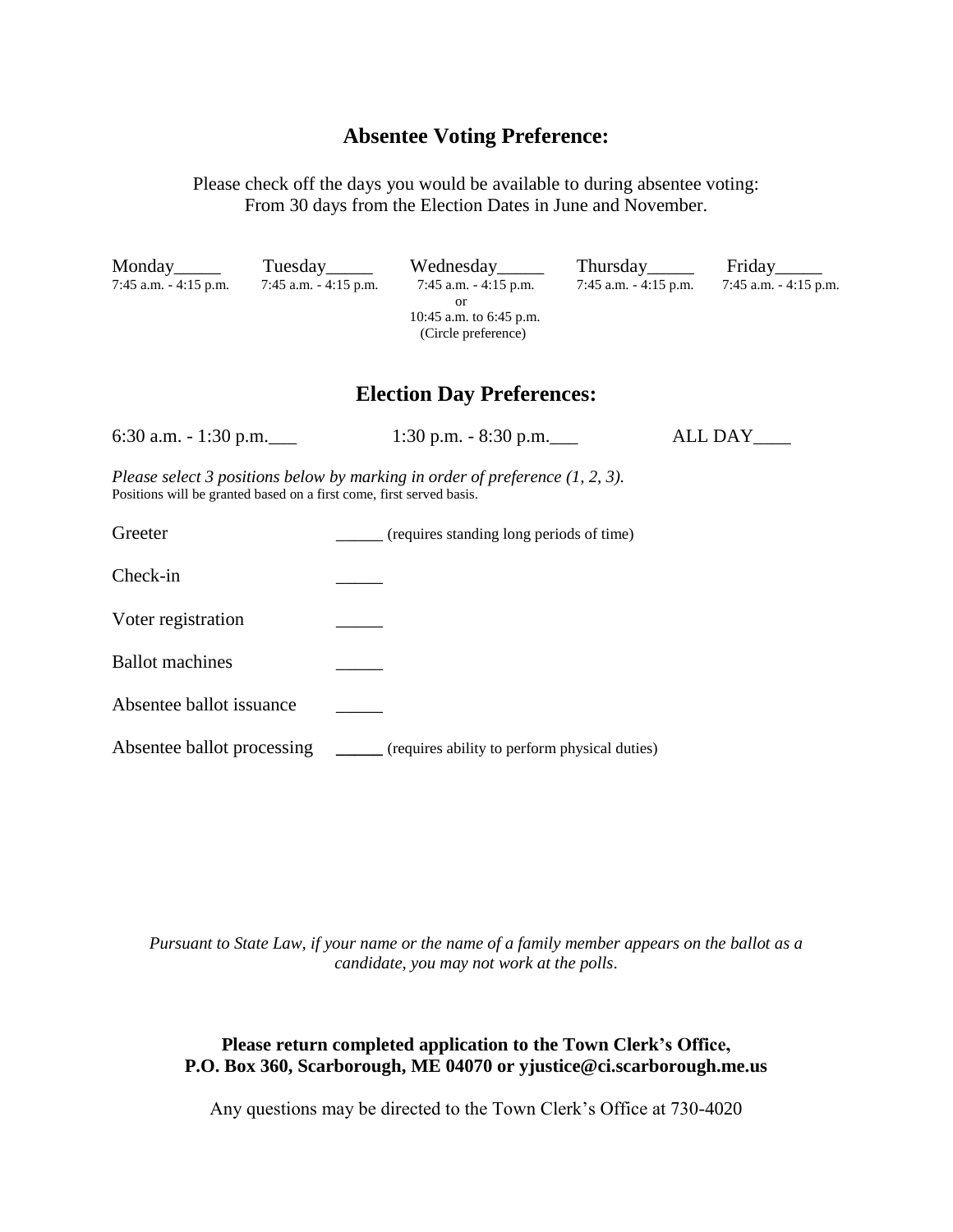## Absentee Voting Preference:

Please check off the days you would be available to during absentee voting:
From 30 days from the Election Dates in June and November.

| | | | | |
|---|---|---|---|---|
| Monday_____ | Tuesday_____ | Wednesday_____ | Thursday_____ | Friday_____ |
| 7:45 a.m. - 4:15 p.m. | 7:45 a.m. - 4:15 p.m. | 7:45 a.m. - 4:15 p.m. or 10:45 a.m. to 6:45 p.m. (Circle preference) | 7:45 a.m. - 4:15 p.m. | 7:45 a.m. - 4:15 p.m. |

## Election Day Preferences:

6:30 a.m. - 1:30 p.m.___ 1:30 p.m. - 8:30 p.m.___ ALL DAY____

*Please select 3 positions below by marking in order of preference (1, 2, 3).*
Positions will be granted based on a first come, first served basis.

Greeter _____ (requires standing long periods of time)

Check-in _____

Voter registration _____

Ballot machines _____

Absentee ballot issuance _____

Absentee ballot processing _____ (requires ability to perform physical duties)

*Pursuant to State Law, if your name or the name of a family member appears on the ballot as a candidate, you may not work at the polls.*

**Please return completed application to the Town Clerk's Office, P.O. Box 360, Scarborough, ME 04070 or yjustice@ci.scarborough.me.us**

Any questions may be directed to the Town Clerk's Office at 730-4020